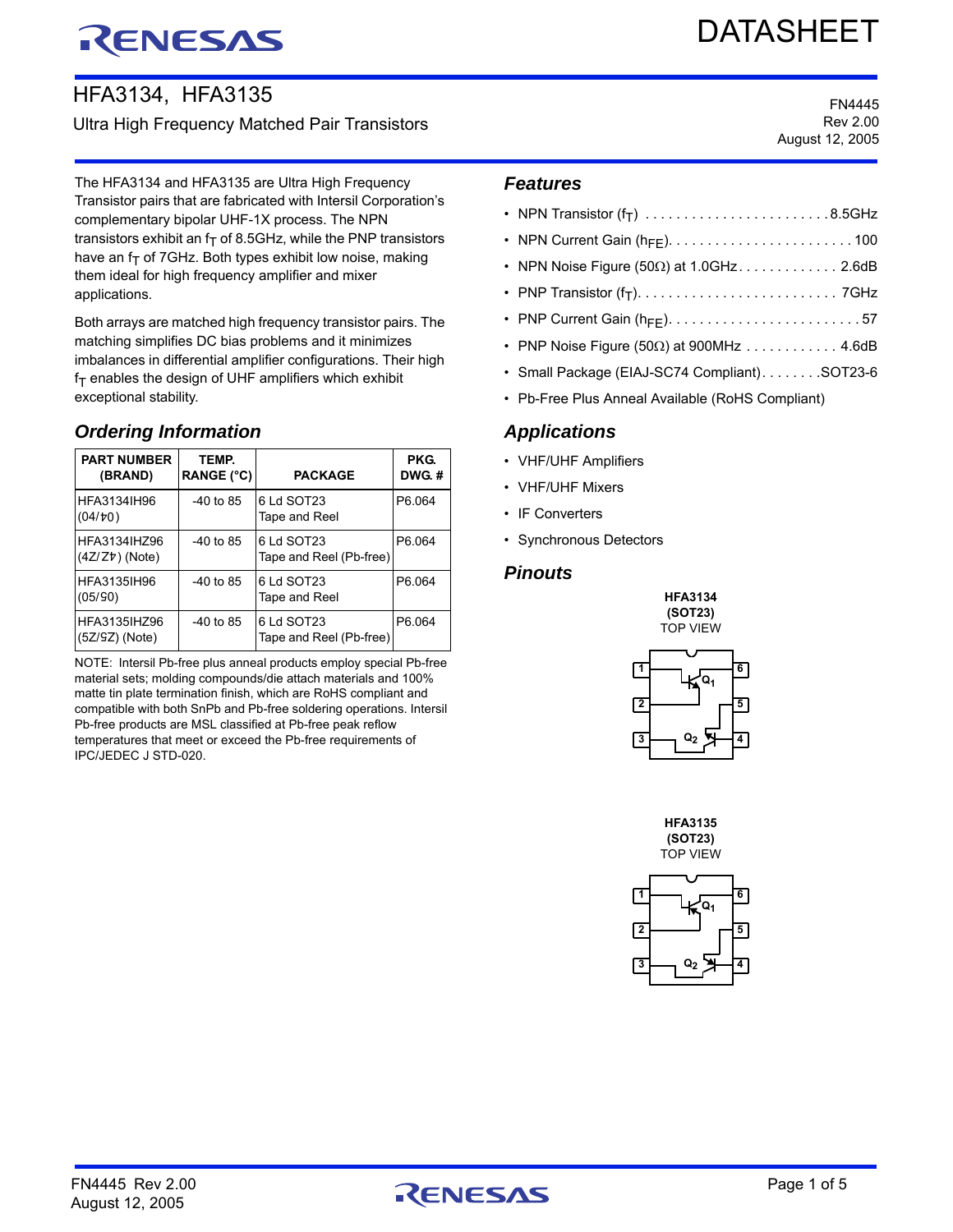# HFA3134, HFA3135

Ultra High Frequency Matched Pair Transistors

FN4445
Rev 2.00
August 12, 2005

The HFA3134 and HFA3135 are Ultra High Frequency Transistor pairs that are fabricated with Intersil Corporation's complementary bipolar UHF-1X process. The NPN transistors exhibit an $f_T$ of 8.5GHz, while the PNP transistors have an $f_T$ of 7GHz. Both types exhibit low noise, making them ideal for high frequency amplifier and mixer applications.

Both arrays are matched high frequency transistor pairs. The matching simplifies DC bias problems and it minimizes imbalances in differential amplifier configurations. Their high $f_T$ enables the design of UHF amplifiers which exhibit exceptional stability.

## Ordering Information

| PART NUMBER (BRAND) | TEMP. RANGE (°C) | PACKAGE | PKG. DWG. # |
|---|---|---|---|
| HFA3134IH96 (04/ᔭ0) | -40 to 85 | 6 Ld SOT23 Tape and Reel | P6.064 |
| HFA3134IHZ96 (4Z/Zᔭ) (Note) | -40 to 85 | 6 Ld SOT23 Tape and Reel (Pb-free) | P6.064 |
| HFA3135IH96 (05/Ϛ0) | -40 to 85 | 6 Ld SOT23 Tape and Reel | P6.064 |
| HFA3135IHZ96 (5Z/ϚZ) (Note) | -40 to 85 | 6 Ld SOT23 Tape and Reel (Pb-free) | P6.064 |

NOTE: Intersil Pb-free plus anneal products employ special Pb-free material sets; molding compounds/die attach materials and 100% matte tin plate termination finish, which are RoHS compliant and compatible with both SnPb and Pb-free soldering operations. Intersil Pb-free products are MSL classified at Pb-free peak reflow temperatures that meet or exceed the Pb-free requirements of IPC/JEDEC J STD-020.

## Features

- NPN Transistor ($f_T$) . . . . . . . . . . . . . . . . . . . . . . . . 8.5GHz
- NPN Current Gain ($h_{FE}$). . . . . . . . . . . . . . . . . . . . . . . . 100
- NPN Noise Figure (50Ω) at 1.0GHz. . . . . . . . . . . . . 2.6dB
- PNP Transistor ($f_T$). . . . . . . . . . . . . . . . . . . . . . . . . . 7GHz
- PNP Current Gain ($h_{FE}$). . . . . . . . . . . . . . . . . . . . . . . . . 57
- PNP Noise Figure (50Ω) at 900MHz . . . . . . . . . . . . 4.6dB
- Small Package (EIAJ-SC74 Compliant). . . . . . . .SOT23-6
- Pb-Free Plus Anneal Available (RoHS Compliant)

## Applications

- VHF/UHF Amplifiers
- VHF/UHF Mixers
- IF Converters
- Synchronous Detectors

## Pinouts

**HFA3134**
**(SOT23)**
TOP VIEW

**HFA3135**
**(SOT23)**
TOP VIEW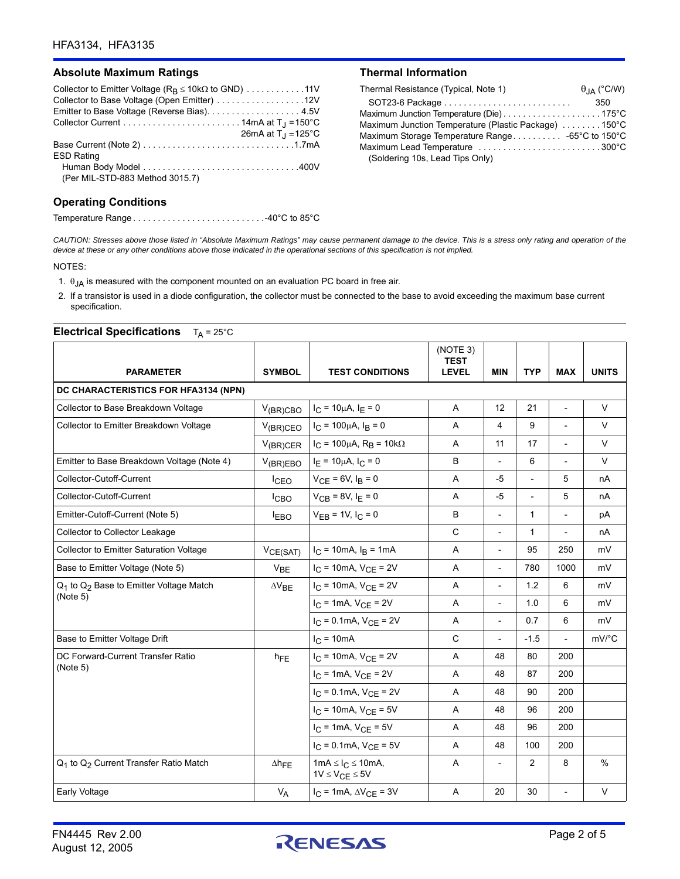## Absolute Maximum Ratings

Collector to Emitter Voltage ($R_B \leq 10k\Omega$ to GND) . . . . . . . . . . . .11V
Collector to Base Voltage (Open Emitter) . . . . . . . . . . . . . . . . . .12V
Emitter to Base Voltage (Reverse Bias). . . . . . . . . . . . . . . . . . . 4.5V
Collector Current . . . . . . . . . . . . . . . . . . . . . . . . 14mA at $T_J$ = 150°C
26mA at $T_J$ = 125°C
Base Current (Note 2) . . . . . . . . . . . . . . . . . . . . . . . . . . . . . . .1.7mA
ESD Rating
Human Body Model . . . . . . . . . . . . . . . . . . . . . . . . . . . . . . . .400V
(Per MIL-STD-883 Method 3015.7)

## Thermal Information

| Thermal Resistance (Typical, Note 1) | $\theta_{JA}$ (°C/W) |
|---|---|
| SOT23-6 Package | 350 |

Maximum Junction Temperature (Die) . . . . . . . . . . . . . . . . . . . .175°C
Maximum Junction Temperature (Plastic Package) . . . . . . . .150°C
Maximum Storage Temperature Range . . . . . . . . . . -65°C to 150°C
Maximum Lead Temperature . . . . . . . . . . . . . . . . . . . . . . . . .300°C
(Soldering 10s, Lead Tips Only)

## Operating Conditions

Temperature Range . . . . . . . . . . . . . . . . . . . . . . . . . . .-40°C to 85°C

*CAUTION: Stresses above those listed in "Absolute Maximum Ratings" may cause permanent damage to the device. This is a stress only rating and operation of the device at these or any other conditions above those indicated in the operational sections of this specification is not implied.*

NOTES:

1. $\theta_{JA}$ is measured with the component mounted on an evaluation PC board in free air.
2. If a transistor is used in a diode configuration, the collector must be connected to the base to avoid exceeding the maximum base current specification.

## Electrical Specifications $T_A$ = 25°C

| PARAMETER | SYMBOL | TEST CONDITIONS | (NOTE 3) TEST LEVEL | MIN | TYP | MAX | UNITS |
|---|---|---|---|---|---|---|---|
| **DC CHARACTERISTICS FOR HFA3134 (NPN)** | | | | | | | |
| Collector to Base Breakdown Voltage | $V_{(BR)CBO}$ | $I_C$ = 10μA, $I_E$ = 0 | A | 12 | 21 | - | V |
| Collector to Emitter Breakdown Voltage | $V_{(BR)CEO}$ | $I_C$ = 100μA, $I_B$ = 0 | A | 4 | 9 | - | V |
| | $V_{(BR)CER}$ | $I_C$ = 100μA, $R_B$ = 10kΩ | A | 11 | 17 | - | V |
| Emitter to Base Breakdown Voltage (Note 4) | $V_{(BR)EBO}$ | $I_E$ = 10μA, $I_C$ = 0 | B | - | 6 | - | V |
| Collector-Cutoff-Current | $I_{CEO}$ | $V_{CE}$ = 6V, $I_B$ = 0 | A | -5 | - | 5 | nA |
| Collector-Cutoff-Current | $I_{CBO}$ | $V_{CB}$ = 8V, $I_E$ = 0 | A | -5 | - | 5 | nA |
| Emitter-Cutoff-Current (Note 5) | $I_{EBO}$ | $V_{EB}$ = 1V, $I_C$ = 0 | B | - | 1 | - | pA |
| Collector to Collector Leakage | | | C | - | 1 | - | nA |
| Collector to Emitter Saturation Voltage | $V_{CE(SAT)}$ | $I_C$ = 10mA, $I_B$ = 1mA | A | - | 95 | 250 | mV |
| Base to Emitter Voltage (Note 5) | $V_{BE}$ | $I_C$ = 10mA, $V_{CE}$ = 2V | A | - | 780 | 1000 | mV |
| $Q_1$ to $Q_2$ Base to Emitter Voltage Match (Note 5) | $\Delta V_{BE}$ | $I_C$ = 10mA, $V_{CE}$ = 2V | A | - | 1.2 | 6 | mV |
| | | $I_C$ = 1mA, $V_{CE}$ = 2V | A | - | 1.0 | 6 | mV |
| | | $I_C$ = 0.1mA, $V_{CE}$ = 2V | A | - | 0.7 | 6 | mV |
| Base to Emitter Voltage Drift | | $I_C$ = 10mA | C | - | -1.5 | - | mV/°C |
| DC Forward-Current Transfer Ratio (Note 5) | $h_{FE}$ | $I_C$ = 10mA, $V_{CE}$ = 2V | A | 48 | 80 | 200 | |
| | | $I_C$ = 1mA, $V_{CE}$ = 2V | A | 48 | 87 | 200 | |
| | | $I_C$ = 0.1mA, $V_{CE}$ = 2V | A | 48 | 90 | 200 | |
| | | $I_C$ = 10mA, $V_{CE}$ = 5V | A | 48 | 96 | 200 | |
| | | $I_C$ = 1mA, $V_{CE}$ = 5V | A | 48 | 96 | 200 | |
| | | $I_C$ = 0.1mA, $V_{CE}$ = 5V | A | 48 | 100 | 200 | |
| $Q_1$ to $Q_2$ Current Transfer Ratio Match | $\Delta h_{FE}$ | 1mA ≤ $I_C$ ≤ 10mA, 1V ≤ $V_{CE}$ ≤ 5V | A | - | 2 | 8 | % |
| Early Voltage | $V_A$ | $I_C$ = 1mA, $\Delta V_{CE}$ = 3V | A | 20 | 30 | - | V |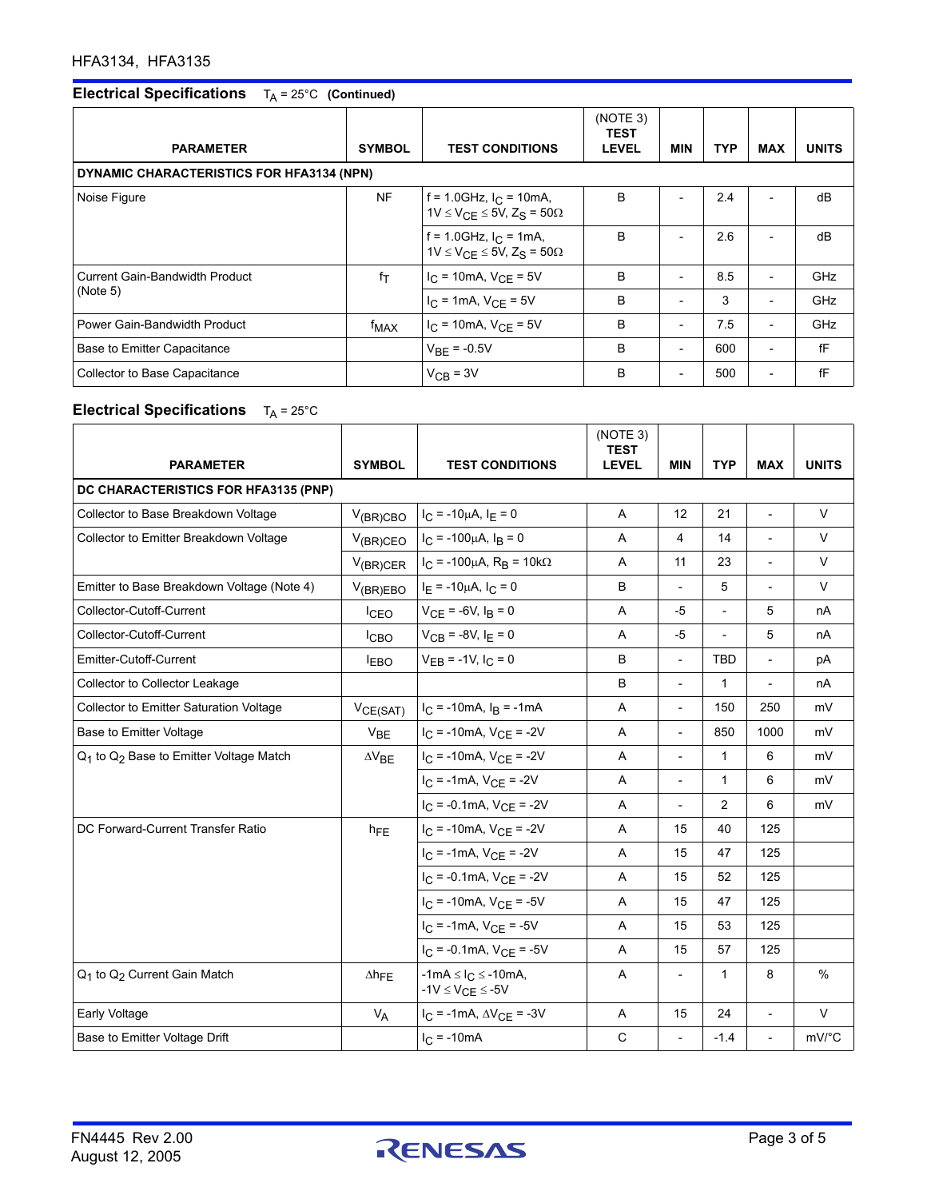## Electrical Specifications $T_A = 25°C$ (Continued)

| PARAMETER | SYMBOL | TEST CONDITIONS | (NOTE 3) TEST LEVEL | MIN | TYP | MAX | UNITS |
|---|---|---|---|---|---|---|---|
| **DYNAMIC CHARACTERISTICS FOR HFA3134 (NPN)** | | | | | | | |
| Noise Figure | NF | f = 1.0GHz, $I_C$ = 10mA, 1V ≤ $V_{CE}$ ≤ 5V, $Z_S$ = 50Ω | B | - | 2.4 | - | dB |
| | | f = 1.0GHz, $I_C$ = 1mA, 1V ≤ $V_{CE}$ ≤ 5V, $Z_S$ = 50Ω | B | - | 2.6 | - | dB |
| Current Gain-Bandwidth Product (Note 5) | $f_T$ | $I_C$ = 10mA, $V_{CE}$ = 5V | B | - | 8.5 | - | GHz |
| | | $I_C$ = 1mA, $V_{CE}$ = 5V | B | - | 3 | - | GHz |
| Power Gain-Bandwidth Product | $f_{MAX}$ | $I_C$ = 10mA, $V_{CE}$ = 5V | B | - | 7.5 | - | GHz |
| Base to Emitter Capacitance | | $V_{BE}$ = -0.5V | B | - | 600 | - | fF |
| Collector to Base Capacitance | | $V_{CB}$ = 3V | B | - | 500 | - | fF |

## Electrical Specifications $T_A = 25°C$

| PARAMETER | SYMBOL | TEST CONDITIONS | (NOTE 3) TEST LEVEL | MIN | TYP | MAX | UNITS |
|---|---|---|---|---|---|---|---|
| **DC CHARACTERISTICS FOR HFA3135 (PNP)** | | | | | | | |
| Collector to Base Breakdown Voltage | $V_{(BR)CBO}$ | $I_C$ = -10μA, $I_E$ = 0 | A | 12 | 21 | - | V |
| Collector to Emitter Breakdown Voltage | $V_{(BR)CEO}$ | $I_C$ = -100μA, $I_B$ = 0 | A | 4 | 14 | - | V |
| | $V_{(BR)CER}$ | $I_C$ = -100μA, $R_B$ = 10kΩ | A | 11 | 23 | - | V |
| Emitter to Base Breakdown Voltage (Note 4) | $V_{(BR)EBO}$ | $I_E$ = -10μA, $I_C$ = 0 | B | - | 5 | - | V |
| Collector-Cutoff-Current | $I_{CEO}$ | $V_{CE}$ = -6V, $I_B$ = 0 | A | -5 | - | 5 | nA |
| Collector-Cutoff-Current | $I_{CBO}$ | $V_{CB}$ = -8V, $I_E$ = 0 | A | -5 | - | 5 | nA |
| Emitter-Cutoff-Current | $I_{EBO}$ | $V_{EB}$ = -1V, $I_C$ = 0 | B | - | TBD | - | pA |
| Collector to Collector Leakage | | | B | - | 1 | - | nA |
| Collector to Emitter Saturation Voltage | $V_{CE(SAT)}$ | $I_C$ = -10mA, $I_B$ = -1mA | A | - | 150 | 250 | mV |
| Base to Emitter Voltage | $V_{BE}$ | $I_C$ = -10mA, $V_{CE}$ = -2V | A | - | 850 | 1000 | mV |
| $Q_1$ to $Q_2$ Base to Emitter Voltage Match | $\Delta V_{BE}$ | $I_C$ = -10mA, $V_{CE}$ = -2V | A | - | 1 | 6 | mV |
| | | $I_C$ = -1mA, $V_{CE}$ = -2V | A | - | 1 | 6 | mV |
| | | $I_C$ = -0.1mA, $V_{CE}$ = -2V | A | - | 2 | 6 | mV |
| DC Forward-Current Transfer Ratio | $h_{FE}$ | $I_C$ = -10mA, $V_{CE}$ = -2V | A | 15 | 40 | 125 | |
| | | $I_C$ = -1mA, $V_{CE}$ = -2V | A | 15 | 47 | 125 | |
| | | $I_C$ = -0.1mA, $V_{CE}$ = -2V | A | 15 | 52 | 125 | |
| | | $I_C$ = -10mA, $V_{CE}$ = -5V | A | 15 | 47 | 125 | |
| | | $I_C$ = -1mA, $V_{CE}$ = -5V | A | 15 | 53 | 125 | |
| | | $I_C$ = -0.1mA, $V_{CE}$ = -5V | A | 15 | 57 | 125 | |
| $Q_1$ to $Q_2$ Current Gain Match | $\Delta h_{FE}$ | -1mA ≤ $I_C$ ≤ -10mA, -1V ≤ $V_{CE}$ ≤ -5V | A | - | 1 | 8 | % |
| Early Voltage | $V_A$ | $I_C$ = -1mA, $\Delta V_{CE}$ = -3V | A | 15 | 24 | - | V |
| Base to Emitter Voltage Drift | | $I_C$ = -10mA | C | - | -1.4 | - | mV/°C |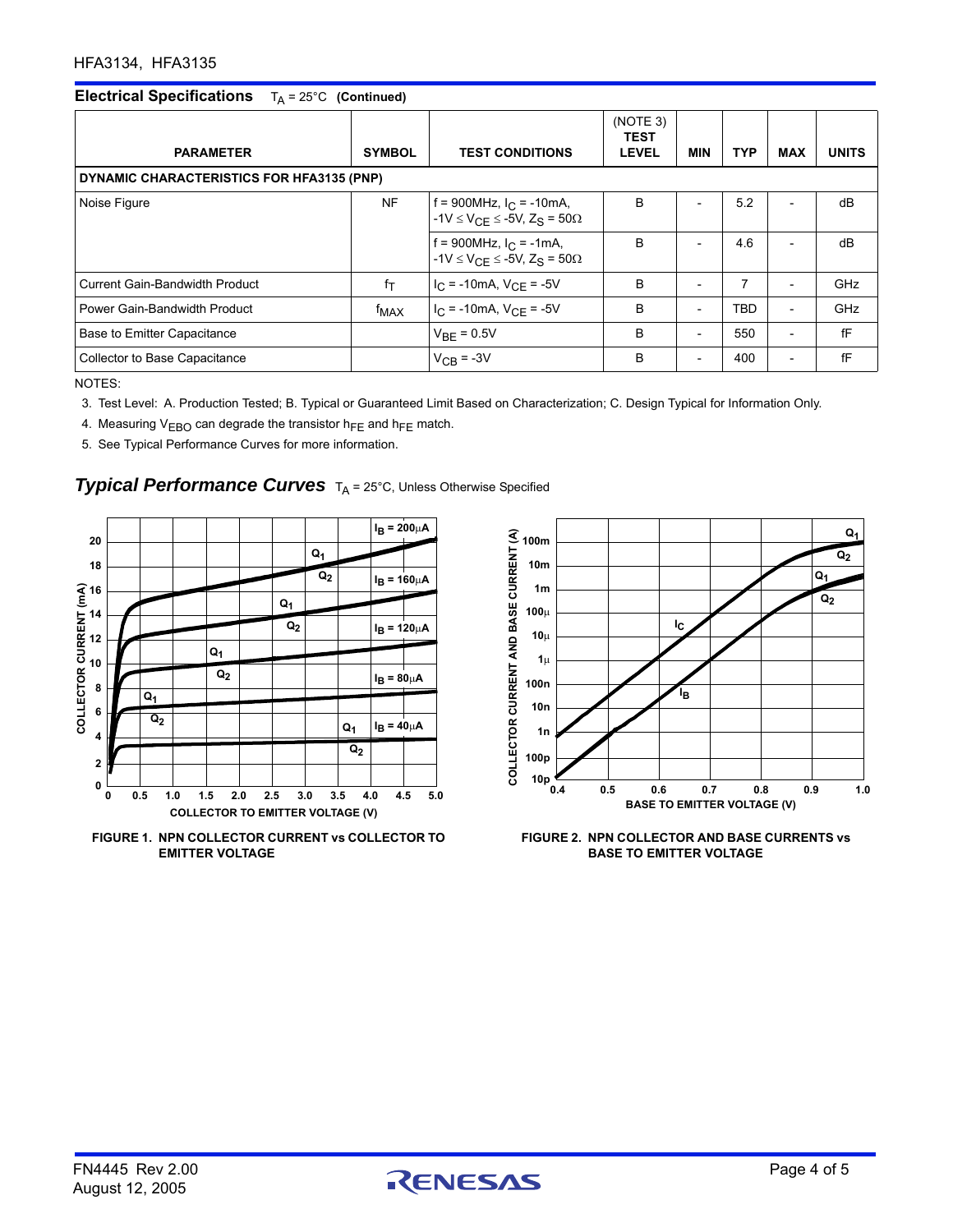## Electrical Specifications $T_A = 25°C$ (Continued)

| PARAMETER | SYMBOL | TEST CONDITIONS | (NOTE 3) TEST LEVEL | MIN | TYP | MAX | UNITS |
|---|---|---|---|---|---|---|---|
| **DYNAMIC CHARACTERISTICS FOR HFA3135 (PNP)** | | | | | | | |
| Noise Figure | NF | f = 900MHz, $I_C$ = -10mA, $-1V \leq V_{CE} \leq -5V$, $Z_S = 50\Omega$ | B | - | 5.2 | - | dB |
| | | f = 900MHz, $I_C$ = -1mA, $-1V \leq V_{CE} \leq -5V$, $Z_S = 50\Omega$ | B | - | 4.6 | - | dB |
| Current Gain-Bandwidth Product | $f_T$ | $I_C$ = -10mA, $V_{CE}$ = -5V | B | - | 7 | - | GHz |
| Power Gain-Bandwidth Product | $f_{MAX}$ | $I_C$ = -10mA, $V_{CE}$ = -5V | B | - | TBD | - | GHz |
| Base to Emitter Capacitance | | $V_{BE}$ = 0.5V | B | - | 550 | - | fF |
| Collector to Base Capacitance | | $V_{CB}$ = -3V | B | - | 400 | - | fF |

NOTES:

3. Test Level: A. Production Tested; B. Typical or Guaranteed Limit Based on Characterization; C. Design Typical for Information Only.
4. Measuring $V_{EBO}$ can degrade the transistor $h_{FE}$ and $h_{FE}$ match.
5. See Typical Performance Curves for more information.

## *Typical Performance Curves* $T_A = 25°C$, Unless Otherwise Specified

FIGURE 1. NPN COLLECTOR CURRENT vs COLLECTOR TO EMITTER VOLTAGE

FIGURE 2. NPN COLLECTOR AND BASE CURRENTS vs BASE TO EMITTER VOLTAGE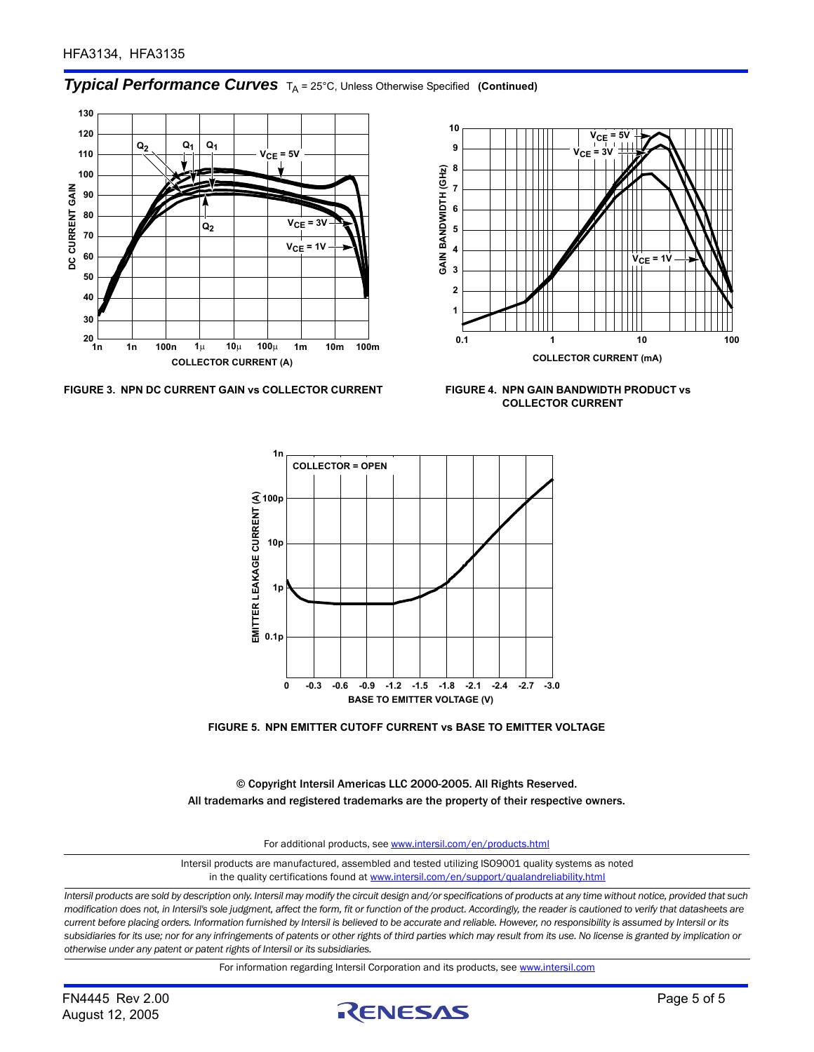## *Typical Performance Curves* $T_A$ = 25°C, Unless Otherwise Specified **(Continued)**

DC CURRENT GAIN

130
120
110
100
90
80
70
60
50
40
30
20

$Q_2$ $Q_1$ $Q_1$ $V_{CE}$ = 5V

$Q_2$ $V_{CE}$ = 3V

$V_{CE}$ = 1V

1n 1n 100n 1µ 10µ 100µ 1m 10m 100m

COLLECTOR CURRENT (A)

**FIGURE 3. NPN DC CURRENT GAIN vs COLLECTOR CURRENT**

GAIN BANDWIDTH (GHz)

10
9
8
7
6
5
4
3
2
1

$V_{CE}$ = 5V

$V_{CE}$ = 3V

$V_{CE}$ = 1V

0.1 1 10 100

COLLECTOR CURRENT (mA)

**FIGURE 4. NPN GAIN BANDWIDTH PRODUCT vs COLLECTOR CURRENT**

EMITTER LEAKAGE CURRENT (A)

1n
100p
10p
1p
0.1p

COLLECTOR = OPEN

0 -0.3 -0.6 -0.9 -1.2 -1.5 -1.8 -2.1 -2.4 -2.7 -3.0

BASE TO EMITTER VOLTAGE (V)

**FIGURE 5. NPN EMITTER CUTOFF CURRENT vs BASE TO EMITTER VOLTAGE**

© Copyright Intersil Americas LLC 2000-2005. All Rights Reserved.
All trademarks and registered trademarks are the property of their respective owners.

For additional products, see www.intersil.com/en/products.html

Intersil products are manufactured, assembled and tested utilizing ISO9001 quality systems as noted in the quality certifications found at www.intersil.com/en/support/qualandreliability.html

*Intersil products are sold by description only. Intersil may modify the circuit design and/or specifications of products at any time without notice, provided that such modification does not, in Intersil's sole judgment, affect the form, fit or function of the product. Accordingly, the reader is cautioned to verify that datasheets are current before placing orders. Information furnished by Intersil is believed to be accurate and reliable. However, no responsibility is assumed by Intersil or its subsidiaries for its use; nor for any infringements of patents or other rights of third parties which may result from its use. No license is granted by implication or otherwise under any patent or patent rights of Intersil or its subsidiaries.*

For information regarding Intersil Corporation and its products, see www.intersil.com